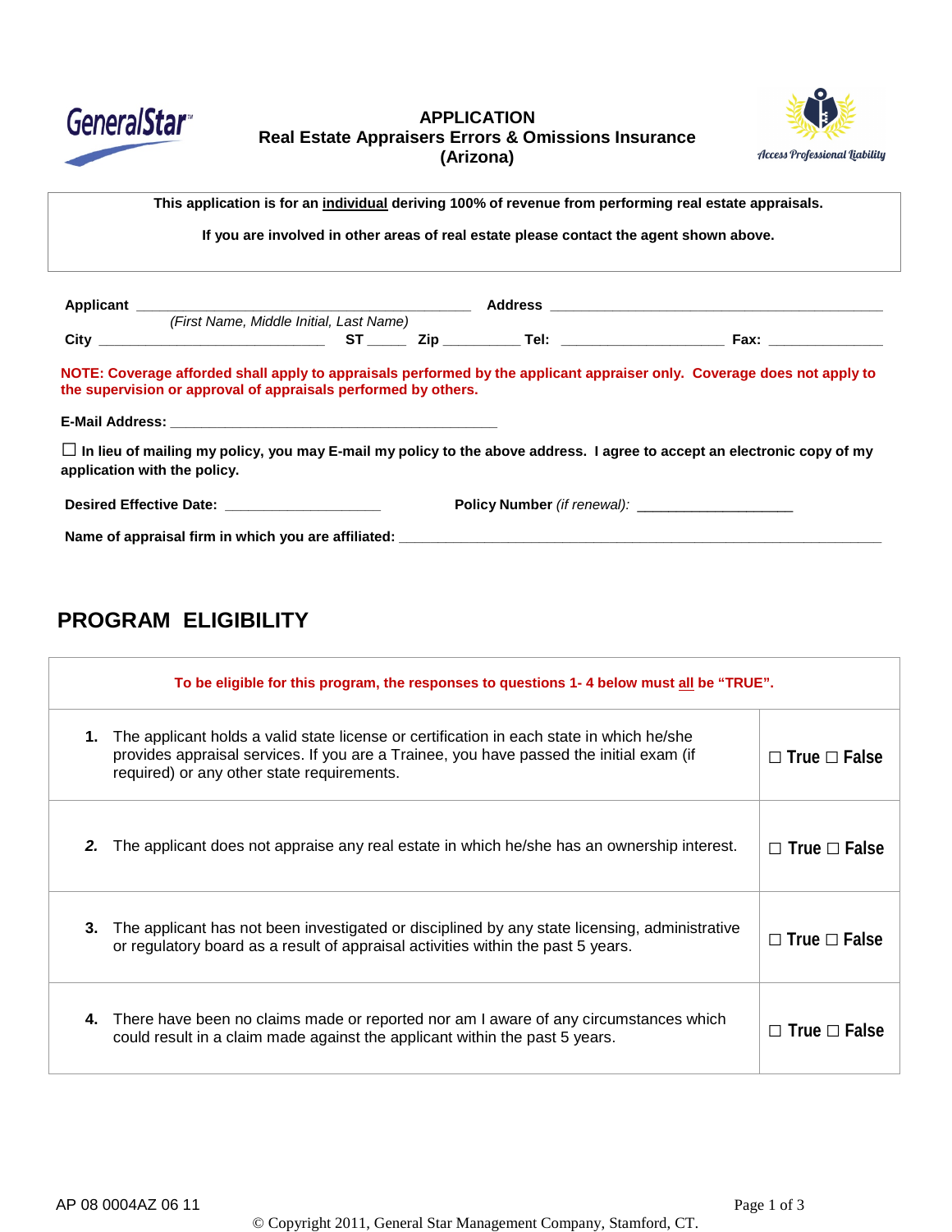GeneralStar

# APPLICATION
## Real Estate Appraisers Errors & Omissions Insurance
## (Arizona)

Access Professional Liability

**This application is for an individual deriving 100% of revenue from performing real estate appraisals.**

**If you are involved in other areas of real estate please contact the agent shown above.**

**Applicant** _______________________________________ **Address** ___________________________________________
*(First Name, Middle Initial, Last Name)*

**City** ___________________________ **ST** _____ **Zip** __________ **Tel:** ____________________ **Fax:** ______________

**NOTE: Coverage afforded shall apply to appraisals performed by the applicant appraiser only. Coverage does not apply to the supervision or approval of appraisals performed by others.**

**E-Mail Address:** __________________________________________

☐ **In lieu of mailing my policy, you may E-mail my policy to the above address. I agree to accept an electronic copy of my application with the policy.**

**Desired Effective Date:** ____________________ **Policy Number** *(if renewal)*: ____________________

**Name of appraisal firm in which you are affiliated:** ____________________________________________________________

## PROGRAM ELIGIBILITY

**To be eligible for this program, the responses to questions 1- 4 below must all be "TRUE".**

| | |
|---|---|
| **1.** The applicant holds a valid state license or certification in each state in which he/she provides appraisal services. If you are a Trainee, you have passed the initial exam (if required) or any other state requirements. | ☐ True ☐ False |
| **2.** The applicant does not appraise any real estate in which he/she has an ownership interest. | ☐ True ☐ False |
| **3.** The applicant has not been investigated or disciplined by any state licensing, administrative or regulatory board as a result of appraisal activities within the past 5 years. | ☐ True ☐ False |
| **4.** There have been no claims made or reported nor am I aware of any circumstances which could result in a claim made against the applicant within the past 5 years. | ☐ True ☐ False |

AP 08 0004AZ 06 11

© Copyright 2011, General Star Management Company, Stamford, CT.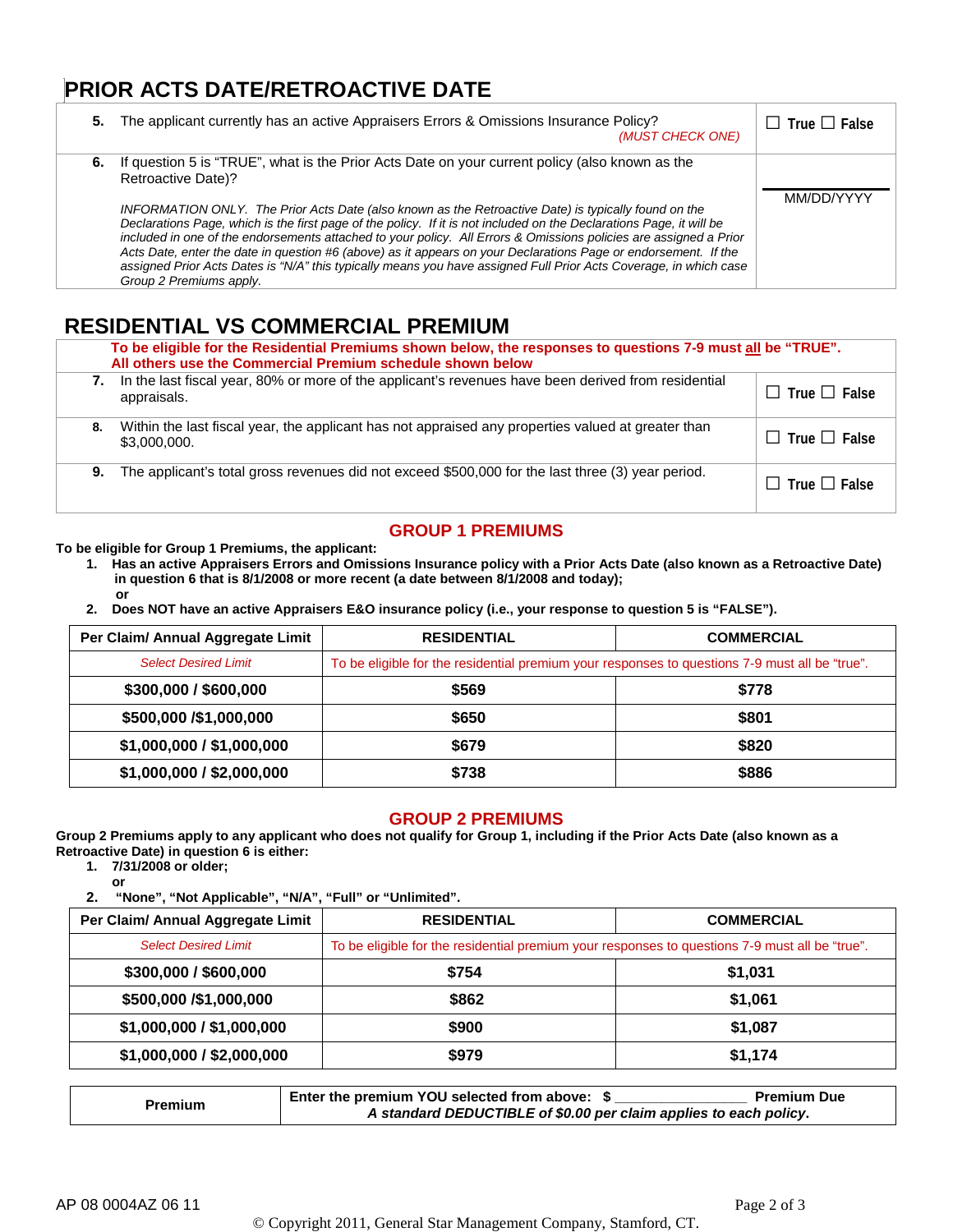## PRIOR ACTS DATE/RETROACTIVE DATE

| | | |
|---|---|---|
| **5.** | The applicant currently has an active Appraisers Errors & Omissions Insurance Policy? *(MUST CHECK ONE)* | ☐ True ☐ False |
| **6.** | If question 5 is "TRUE", what is the Prior Acts Date on your current policy (also known as the Retroactive Date)?<br><br>*INFORMATION ONLY. The Prior Acts Date (also known as the Retroactive Date) is typically found on the Declarations Page, which is the first page of the policy. If it is not included on the Declarations Page, it will be included in one of the endorsements attached to your policy. All Errors & Omissions policies are assigned a Prior Acts Date, enter the date in question #6 (above) as it appears on your Declarations Page or endorsement. If the assigned Prior Acts Dates is "N/A" this typically means you have assigned Full Prior Acts Coverage, in which case Group 2 Premiums apply.* | ______<br>MM/DD/YYYY |

## RESIDENTIAL VS COMMERCIAL PREMIUM

**To be eligible for the Residential Premiums shown below, the responses to questions 7-9 must all be "TRUE". All others use the Commercial Premium schedule shown below**

| | | |
|---|---|---|
| **7.** | In the last fiscal year, 80% or more of the applicant's revenues have been derived from residential appraisals. | ☐ True ☐ False |
| **8.** | Within the last fiscal year, the applicant has not appraised any properties valued at greater than $3,000,000. | ☐ True ☐ False |
| **9.** | The applicant's total gross revenues did not exceed $500,000 for the last three (3) year period. | ☐ True ☐ False |

### GROUP 1 PREMIUMS

**To be eligible for Group 1 Premiums, the applicant:**

1. **Has an active Appraisers Errors and Omissions Insurance policy with a Prior Acts Date (also known as a Retroactive Date) in question 6 that is 8/1/2008 or more recent (a date between 8/1/2008 and today);**
   **or**
2. **Does NOT have an active Appraisers E&O insurance policy (i.e., your response to question 5 is "FALSE").**

| Per Claim/ Annual Aggregate Limit | RESIDENTIAL | COMMERCIAL |
|---|---|---|
| *Select Desired Limit* | To be eligible for the residential premium your responses to questions 7-9 must all be "true". | |
| **$300,000 / $600,000** | **$569** | **$778** |
| **$500,000 /$1,000,000** | **$650** | **$801** |
| **$1,000,000 / $1,000,000** | **$679** | **$820** |
| **$1,000,000 / $2,000,000** | **$738** | **$886** |

### GROUP 2 PREMIUMS

**Group 2 Premiums apply to any applicant who does not qualify for Group 1, including if the Prior Acts Date (also known as a Retroactive Date) in question 6 is either:**

1. **7/31/2008 or older;**
   **or**
2. **"None", "Not Applicable", "N/A", "Full" or "Unlimited".**

| Per Claim/ Annual Aggregate Limit | RESIDENTIAL | COMMERCIAL |
|---|---|---|
| *Select Desired Limit* | To be eligible for the residential premium your responses to questions 7-9 must all be "true". | |
| **$300,000 / $600,000** | **$754** | **$1,031** |
| **$500,000 /$1,000,000** | **$862** | **$1,061** |
| **$1,000,000 / $1,000,000** | **$900** | **$1,087** |
| **$1,000,000 / $2,000,000** | **$979** | **$1,174** |

| | |
|---|---|
| **Premium** | **Enter the premium YOU selected from above: $ ________________ Premium Due**<br>***A standard DEDUCTIBLE of $0.00 per claim applies to each policy.*** |

AP 08 0004AZ 06 11

© Copyright 2011, General Star Management Company, Stamford, CT.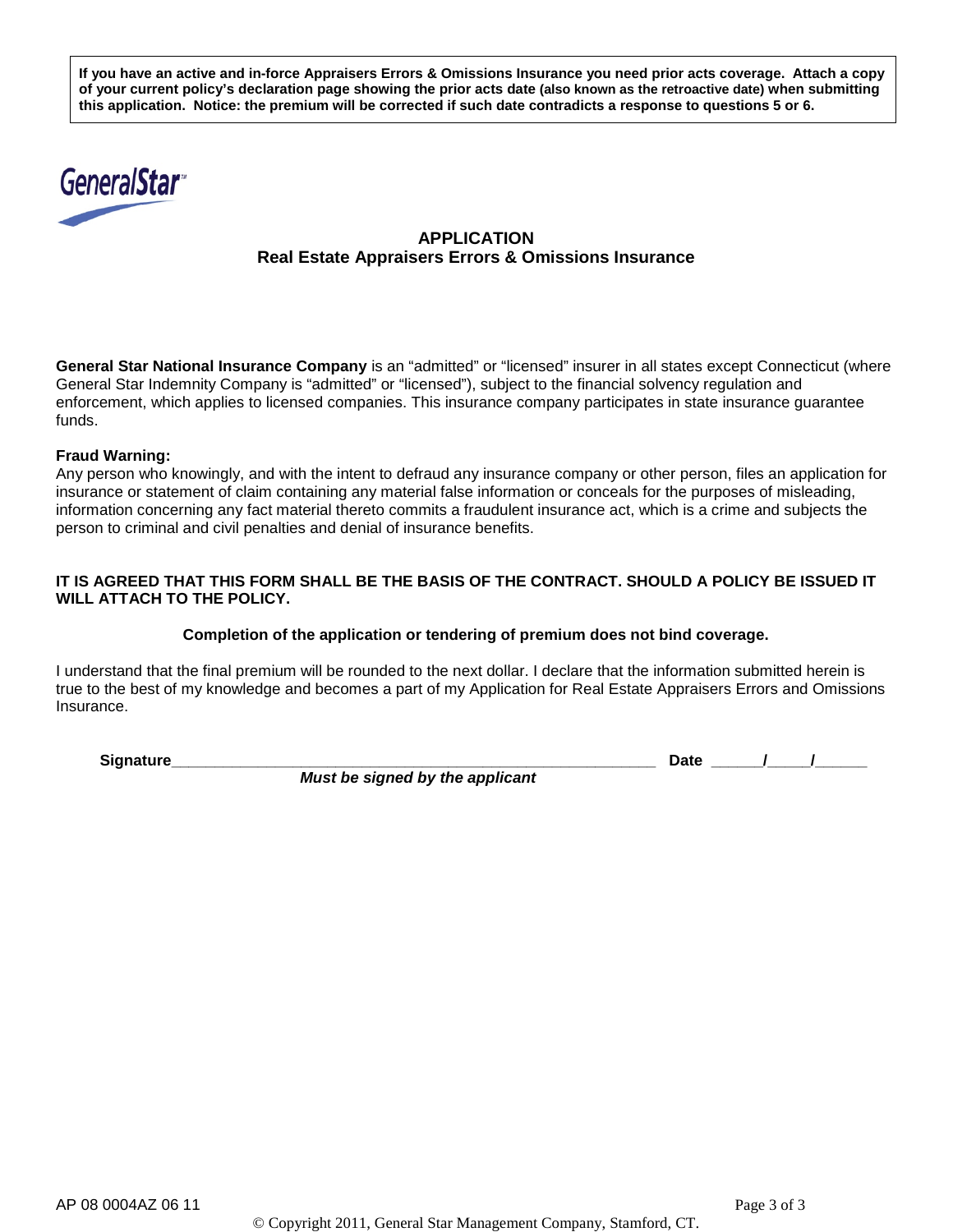**If you have an active and in-force Appraisers Errors & Omissions Insurance you need prior acts coverage. Attach a copy of your current policy's declaration page showing the prior acts date (also known as the retroactive date) when submitting this application. Notice: the premium will be corrected if such date contradicts a response to questions 5 or 6.**

GeneralStar™

## APPLICATION
## Real Estate Appraisers Errors & Omissions Insurance

**General Star National Insurance Company** is an "admitted" or "licensed" insurer in all states except Connecticut (where General Star Indemnity Company is "admitted" or "licensed"), subject to the financial solvency regulation and enforcement, which applies to licensed companies. This insurance company participates in state insurance guarantee funds.

**Fraud Warning:**
Any person who knowingly, and with the intent to defraud any insurance company or other person, files an application for insurance or statement of claim containing any material false information or conceals for the purposes of misleading, information concerning any fact material thereto commits a fraudulent insurance act, which is a crime and subjects the person to criminal and civil penalties and denial of insurance benefits.

**IT IS AGREED THAT THIS FORM SHALL BE THE BASIS OF THE CONTRACT. SHOULD A POLICY BE ISSUED IT WILL ATTACH TO THE POLICY.**

**Completion of the application or tendering of premium does not bind coverage.**

I understand that the final premium will be rounded to the next dollar. I declare that the information submitted herein is true to the best of my knowledge and becomes a part of my Application for Real Estate Appraisers Errors and Omissions Insurance.

**Signature**\_\_\_\_\_\_\_\_\_\_\_\_\_\_\_\_\_\_\_\_\_\_\_\_\_\_\_\_\_\_\_\_\_\_\_\_\_\_\_\_\_\_\_\_\_\_\_\_\_\_\_\_ **Date** \_\_\_\_\_/\_\_\_\_\_/\_\_\_\_\_

***Must be signed by the applicant***

AP 08 0004AZ 06 11

© Copyright 2011, General Star Management Company, Stamford, CT.